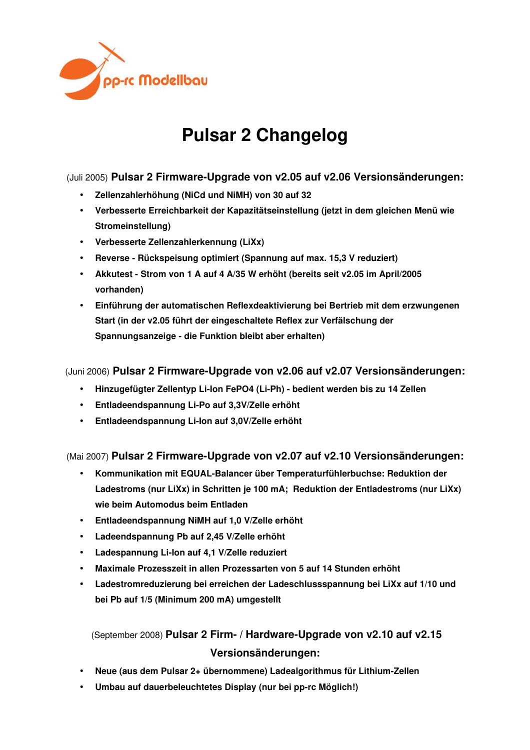pp-rc Modellbau

# Pulsar 2 Changelog

## (Juli 2005) Pulsar 2 Firmware-Upgrade von v2.05 auf v2.06 Versionsänderungen:

- **Zellenzahlerhöhung (NiCd und NiMH) von 30 auf 32**
- **Verbesserte Erreichbarkeit der Kapazitätseinstellung (jetzt in dem gleichen Menü wie Stromeinstellung)**
- **Verbesserte Zellenzahlerkennung (LiXx)**
- **Reverse - Rückspeisung optimiert (Spannung auf max. 15,3 V reduziert)**
- **Akkutest - Strom von 1 A auf 4 A/35 W erhöht (bereits seit v2.05 im April/2005 vorhanden)**
- **Einführung der automatischen Reflexdeaktivierung bei Bertrieb mit dem erzwungenen Start (in der v2.05 führt der eingeschaltete Reflex zur Verfälschung der Spannungsanzeige - die Funktion bleibt aber erhalten)**

## (Juni 2006) Pulsar 2 Firmware-Upgrade von v2.06 auf v2.07 Versionsänderungen:

- **Hinzugefügter Zellentyp Li-Ion FePO4 (Li-Ph) - bedient werden bis zu 14 Zellen**
- **Entladeendspannung Li-Po auf 3,3V/Zelle erhöht**
- **Entladeendspannung Li-Ion auf 3,0V/Zelle erhöht**

## (Mai 2007) Pulsar 2 Firmware-Upgrade von v2.07 auf v2.10 Versionsänderungen:

- **Kommunikation mit EQUAL-Balancer über Temperaturfühlerbuchse: Reduktion der Ladestroms (nur LiXx) in Schritten je 100 mA; Reduktion der Entladestroms (nur LiXx) wie beim Automodus beim Entladen**
- **Entladeendspannung NiMH auf 1,0 V/Zelle erhöht**
- **Ladeendspannung Pb auf 2,45 V/Zelle erhöht**
- **Ladespannung Li-Ion auf 4,1 V/Zelle reduziert**
- **Maximale Prozesszeit in allen Prozessarten von 5 auf 14 Stunden erhöht**
- **Ladestromreduzierung bei erreichen der Ladeschlussspannung bei LiXx auf 1/10 und bei Pb auf 1/5 (Minimum 200 mA) umgestellt**

## (September 2008) Pulsar 2 Firm- / Hardware-Upgrade von v2.10 auf v2.15 Versionsänderungen:

- **Neue (aus dem Pulsar 2+ übernommene) Ladealgorithmus für Lithium-Zellen**
- **Umbau auf dauerbeleuchtetes Display (nur bei pp-rc Möglich!)**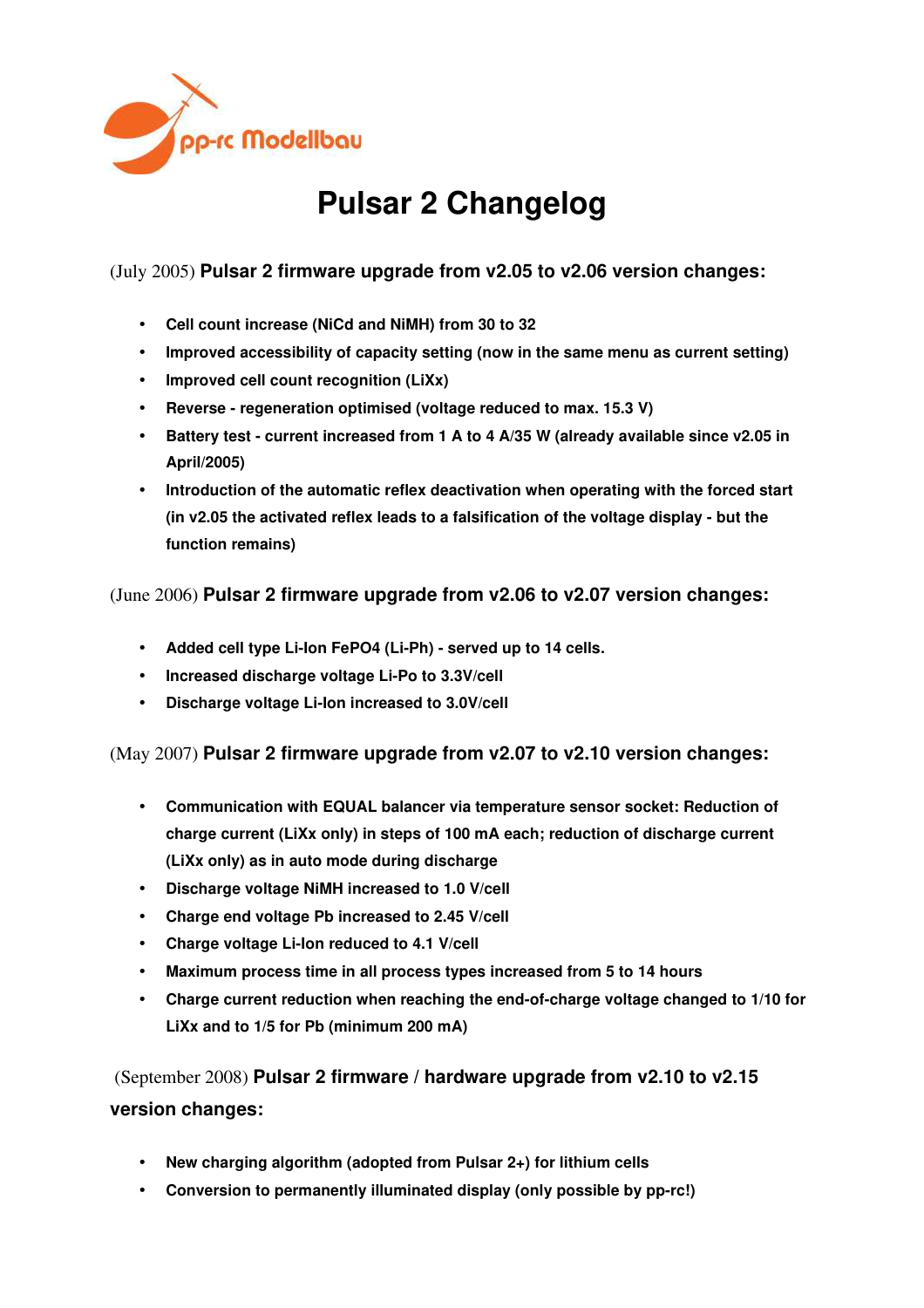pp-rc Modellbau

# Pulsar 2 Changelog

### (July 2005) Pulsar 2 firmware upgrade from v2.05 to v2.06 version changes:

- **Cell count increase (NiCd and NiMH) from 30 to 32**
- **Improved accessibility of capacity setting (now in the same menu as current setting)**
- **Improved cell count recognition (LiXx)**
- **Reverse - regeneration optimised (voltage reduced to max. 15.3 V)**
- **Battery test - current increased from 1 A to 4 A/35 W (already available since v2.05 in April/2005)**
- **Introduction of the automatic reflex deactivation when operating with the forced start (in v2.05 the activated reflex leads to a falsification of the voltage display - but the function remains)**

### (June 2006) Pulsar 2 firmware upgrade from v2.06 to v2.07 version changes:

- **Added cell type Li-Ion FePO4 (Li-Ph) - served up to 14 cells.**
- **Increased discharge voltage Li-Po to 3.3V/cell**
- **Discharge voltage Li-Ion increased to 3.0V/cell**

### (May 2007) Pulsar 2 firmware upgrade from v2.07 to v2.10 version changes:

- **Communication with EQUAL balancer via temperature sensor socket: Reduction of charge current (LiXx only) in steps of 100 mA each; reduction of discharge current (LiXx only) as in auto mode during discharge**
- **Discharge voltage NiMH increased to 1.0 V/cell**
- **Charge end voltage Pb increased to 2.45 V/cell**
- **Charge voltage Li-Ion reduced to 4.1 V/cell**
- **Maximum process time in all process types increased from 5 to 14 hours**
- **Charge current reduction when reaching the end-of-charge voltage changed to 1/10 for LiXx and to 1/5 for Pb (minimum 200 mA)**

### (September 2008) Pulsar 2 firmware / hardware upgrade from v2.10 to v2.15 version changes:

- **New charging algorithm (adopted from Pulsar 2+) for lithium cells**
- **Conversion to permanently illuminated display (only possible by pp-rc!)**